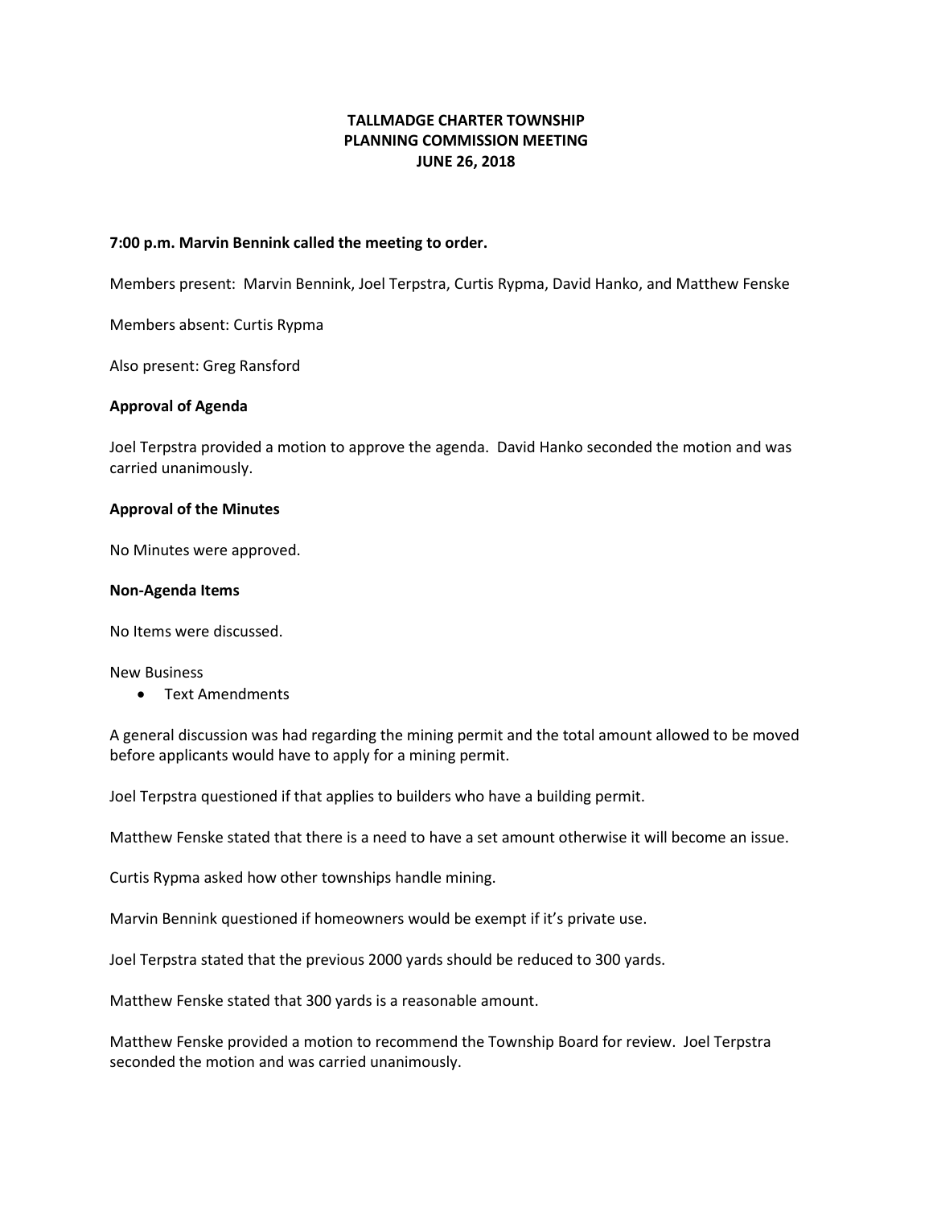# TALLMADGE CHARTER TOWNSHIP
# PLANNING COMMISSION MEETING
# JUNE 26, 2018

**7:00 p.m. Marvin Bennink called the meeting to order.**

Members present: Marvin Bennink, Joel Terpstra, Curtis Rypma, David Hanko, and Matthew Fenske

Members absent: Curtis Rypma

Also present: Greg Ransford

**Approval of Agenda**

Joel Terpstra provided a motion to approve the agenda. David Hanko seconded the motion and was carried unanimously.

**Approval of the Minutes**

No Minutes were approved.

**Non-Agenda Items**

No Items were discussed.

New Business

- Text Amendments

A general discussion was had regarding the mining permit and the total amount allowed to be moved before applicants would have to apply for a mining permit.

Joel Terpstra questioned if that applies to builders who have a building permit.

Matthew Fenske stated that there is a need to have a set amount otherwise it will become an issue.

Curtis Rypma asked how other townships handle mining.

Marvin Bennink questioned if homeowners would be exempt if it's private use.

Joel Terpstra stated that the previous 2000 yards should be reduced to 300 yards.

Matthew Fenske stated that 300 yards is a reasonable amount.

Matthew Fenske provided a motion to recommend the Township Board for review. Joel Terpstra seconded the motion and was carried unanimously.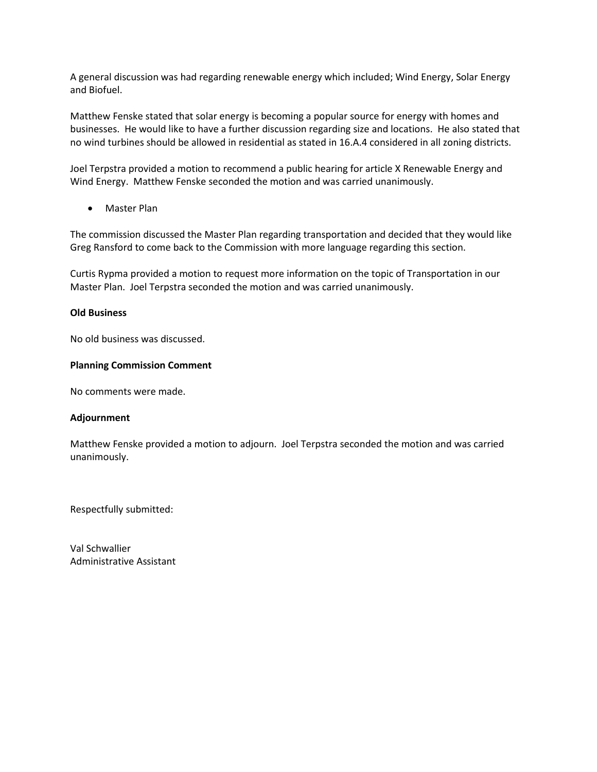A general discussion was had regarding renewable energy which included; Wind Energy, Solar Energy and Biofuel.

Matthew Fenske stated that solar energy is becoming a popular source for energy with homes and businesses. He would like to have a further discussion regarding size and locations. He also stated that no wind turbines should be allowed in residential as stated in 16.A.4 considered in all zoning districts.

Joel Terpstra provided a motion to recommend a public hearing for article X Renewable Energy and Wind Energy. Matthew Fenske seconded the motion and was carried unanimously.

- Master Plan

The commission discussed the Master Plan regarding transportation and decided that they would like Greg Ransford to come back to the Commission with more language regarding this section.

Curtis Rypma provided a motion to request more information on the topic of Transportation in our Master Plan. Joel Terpstra seconded the motion and was carried unanimously.

**Old Business**

No old business was discussed.

**Planning Commission Comment**

No comments were made.

**Adjournment**

Matthew Fenske provided a motion to adjourn. Joel Terpstra seconded the motion and was carried unanimously.

Respectfully submitted:

Val Schwallier
Administrative Assistant